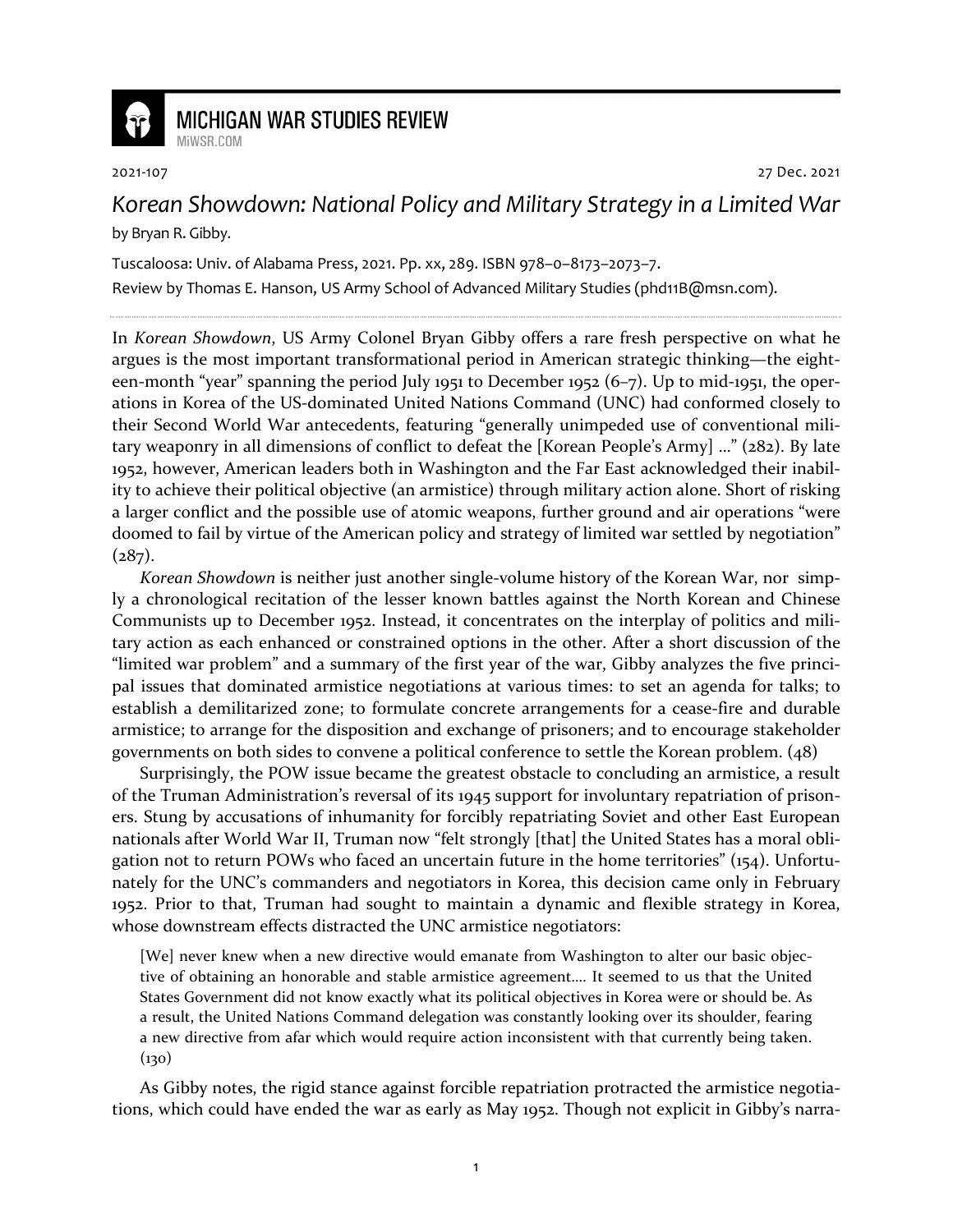2021-107 27 Dec. 2021

# *Korean Showdown: National Policy and Military Strategy in a Limited War*

by Bryan R. Gibby.

Tuscaloosa: Univ. of Alabama Press, 2021. Pp. xx, 289. ISBN 978–0–8173–2073–7.

Review by Thomas E. Hanson, US Army School of Advanced Military Studies (phd11B@msn.com).

In *Korean Showdown*, US Army Colonel Bryan Gibby offers a rare fresh perspective on what he argues is the most important transformational period in American strategic thinking—the eighteen-month "year" spanning the period July 1951 to December 1952 (6–7). Up to mid-1951, the operations in Korea of the US-dominated United Nations Command (UNC) had conformed closely to their Second World War antecedents, featuring "generally unimpeded use of conventional military weaponry in all dimensions of conflict to defeat the [Korean People's Army] …" (282). By late 1952, however, American leaders both in Washington and the Far East acknowledged their inability to achieve their political objective (an armistice) through military action alone. Short of risking a larger conflict and the possible use of atomic weapons, further ground and air operations "were doomed to fail by virtue of the American policy and strategy of limited war settled by negotiation" (287).

*Korean Showdown* is neither just another single-volume history of the Korean War, nor simply a chronological recitation of the lesser known battles against the North Korean and Chinese Communists up to December 1952. Instead, it concentrates on the interplay of politics and military action as each enhanced or constrained options in the other. After a short discussion of the "limited war problem" and a summary of the first year of the war, Gibby analyzes the five principal issues that dominated armistice negotiations at various times: to set an agenda for talks; to establish a demilitarized zone; to formulate concrete arrangements for a cease-fire and durable armistice; to arrange for the disposition and exchange of prisoners; and to encourage stakeholder governments on both sides to convene a political conference to settle the Korean problem. (48)

Surprisingly, the POW issue became the greatest obstacle to concluding an armistice, a result of the Truman Administration's reversal of its 1945 support for involuntary repatriation of prisoners. Stung by accusations of inhumanity for forcibly repatriating Soviet and other East European nationals after World War II, Truman now "felt strongly [that] the United States has a moral obligation not to return POWs who faced an uncertain future in the home territories" (154). Unfortunately for the UNC's commanders and negotiators in Korea, this decision came only in February 1952. Prior to that, Truman had sought to maintain a dynamic and flexible strategy in Korea, whose downstream effects distracted the UNC armistice negotiators:

> [We] never knew when a new directive would emanate from Washington to alter our basic objective of obtaining an honorable and stable armistice agreement.… It seemed to us that the United States Government did not know exactly what its political objectives in Korea were or should be. As a result, the United Nations Command delegation was constantly looking over its shoulder, fearing a new directive from afar which would require action inconsistent with that currently being taken. (130)

As Gibby notes, the rigid stance against forcible repatriation protracted the armistice negotiations, which could have ended the war as early as May 1952. Though not explicit in Gibby's narra-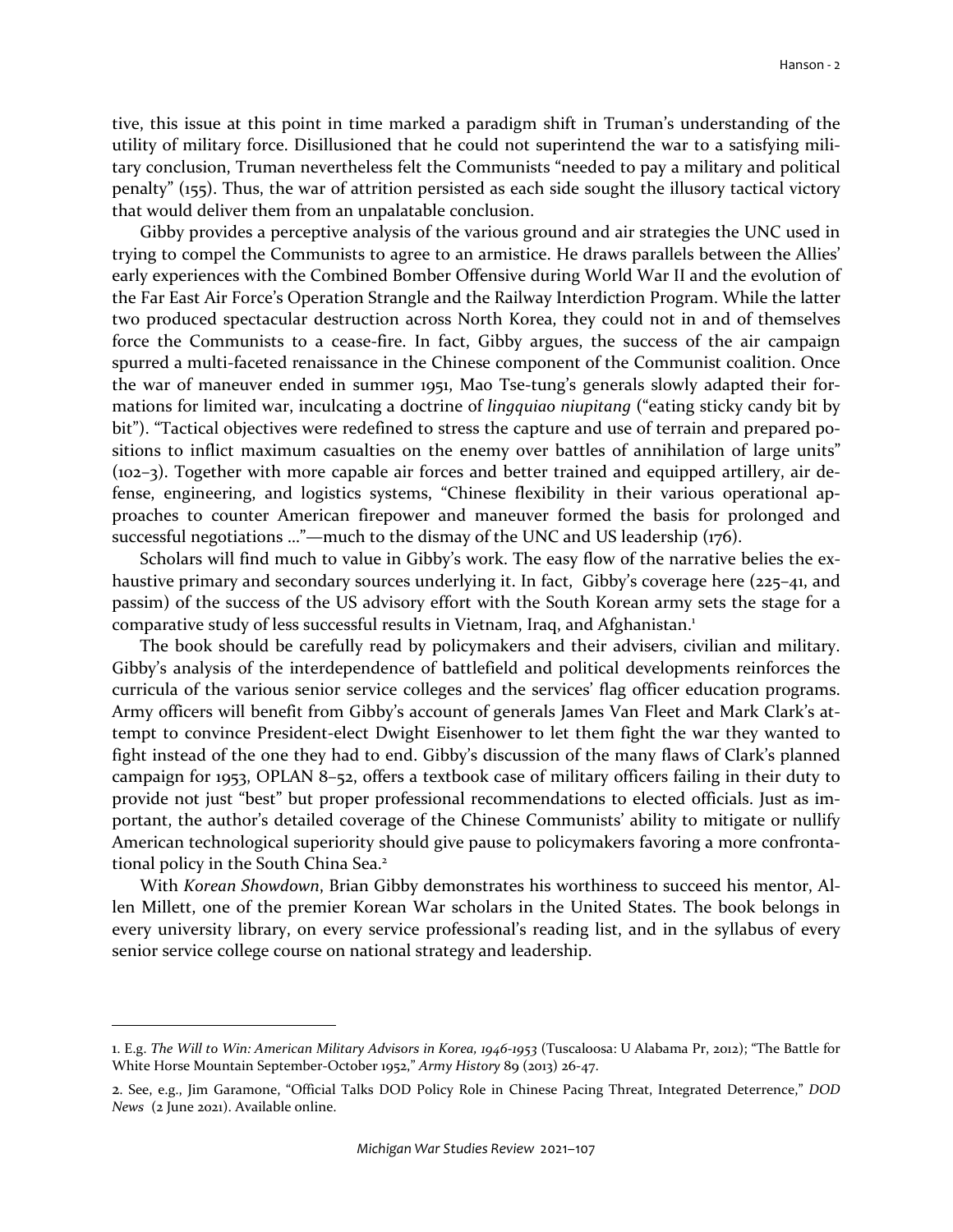tive, this issue at this point in time marked a paradigm shift in Truman's understanding of the utility of military force. Disillusioned that he could not superintend the war to a satisfying military conclusion, Truman nevertheless felt the Communists "needed to pay a military and political penalty" (155). Thus, the war of attrition persisted as each side sought the illusory tactical victory that would deliver them from an unpalatable conclusion.

Gibby provides a perceptive analysis of the various ground and air strategies the UNC used in trying to compel the Communists to agree to an armistice. He draws parallels between the Allies' early experiences with the Combined Bomber Offensive during World War II and the evolution of the Far East Air Force's Operation Strangle and the Railway Interdiction Program. While the latter two produced spectacular destruction across North Korea, they could not in and of themselves force the Communists to a cease-fire. In fact, Gibby argues, the success of the air campaign spurred a multi-faceted renaissance in the Chinese component of the Communist coalition. Once the war of maneuver ended in summer 1951, Mao Tse-tung's generals slowly adapted their formations for limited war, inculcating a doctrine of *lingquiao niupitang* ("eating sticky candy bit by bit"). "Tactical objectives were redefined to stress the capture and use of terrain and prepared positions to inflict maximum casualties on the enemy over battles of annihilation of large units" (102–3). Together with more capable air forces and better trained and equipped artillery, air defense, engineering, and logistics systems, "Chinese flexibility in their various operational approaches to counter American firepower and maneuver formed the basis for prolonged and successful negotiations …"—much to the dismay of the UNC and US leadership (176).

Scholars will find much to value in Gibby's work. The easy flow of the narrative belies the exhaustive primary and secondary sources underlying it. In fact, Gibby's coverage here (225–41, and passim) of the success of the US advisory effort with the South Korean army sets the stage for a comparative study of less successful results in Vietnam, Iraq, and Afghanistan.[1]

The book should be carefully read by policymakers and their advisers, civilian and military. Gibby's analysis of the interdependence of battlefield and political developments reinforces the curricula of the various senior service colleges and the services' flag officer education programs. Army officers will benefit from Gibby's account of generals James Van Fleet and Mark Clark's attempt to convince President-elect Dwight Eisenhower to let them fight the war they wanted to fight instead of the one they had to end. Gibby's discussion of the many flaws of Clark's planned campaign for 1953, OPLAN 8–52, offers a textbook case of military officers failing in their duty to provide not just "best" but proper professional recommendations to elected officials. Just as important, the author's detailed coverage of the Chinese Communists' ability to mitigate or nullify American technological superiority should give pause to policymakers favoring a more confrontational policy in the South China Sea.[2]

With *Korean Showdown*, Brian Gibby demonstrates his worthiness to succeed his mentor, Allen Millett, one of the premier Korean War scholars in the United States. The book belongs in every university library, on every service professional's reading list, and in the syllabus of every senior service college course on national strategy and leadership.

---

1. E.g. *The Will to Win: American Military Advisors in Korea, 1946-1953* (Tuscaloosa: U Alabama Pr, 2012); "The Battle for White Horse Mountain September-October 1952," *Army History* 89 (2013) 26-47.

2. See, e.g., Jim Garamone, "Official Talks DOD Policy Role in Chinese Pacing Threat, Integrated Deterrence," *DOD News* (2 June 2021). Available online.